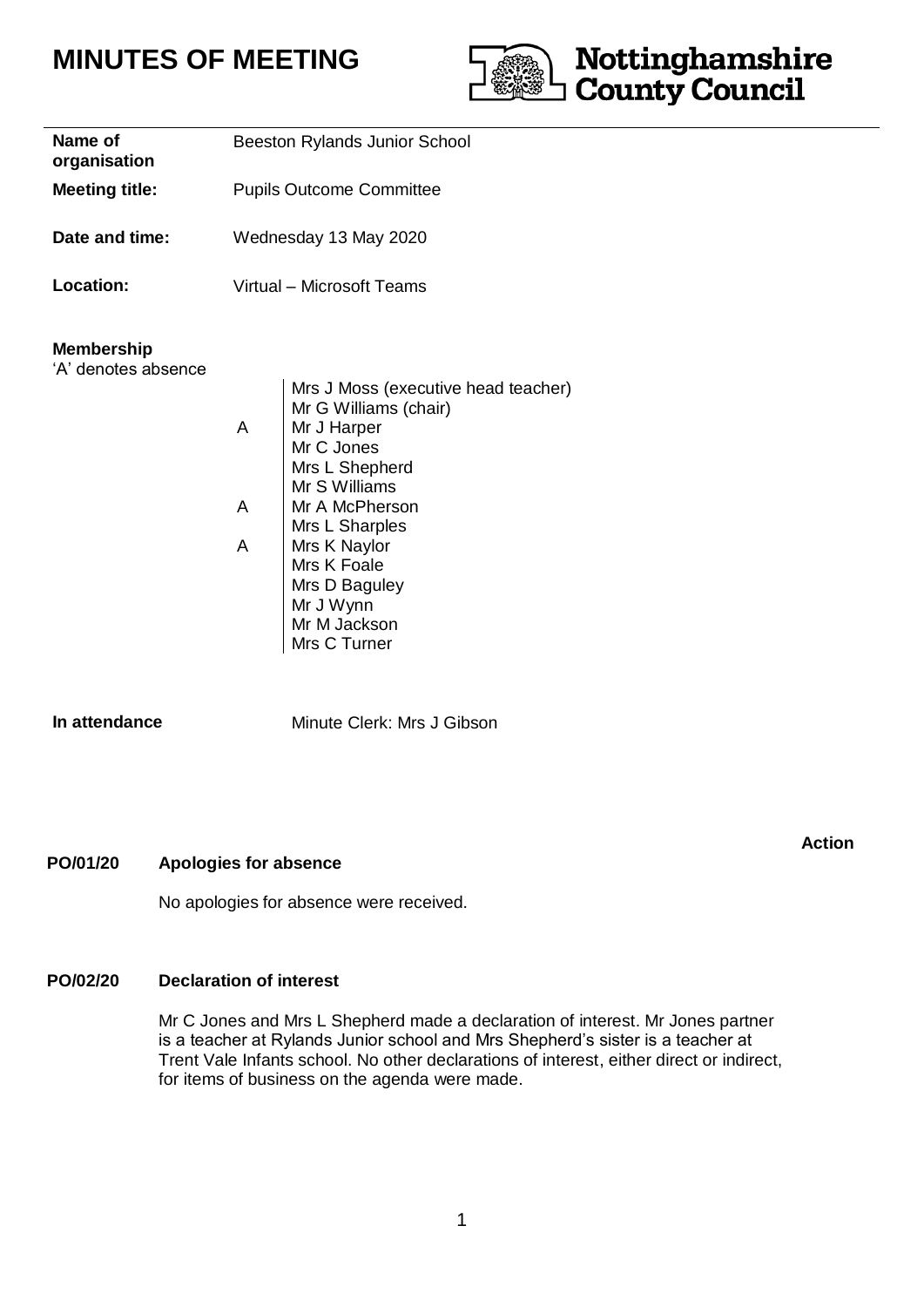# MINUTES OF MEETING

Nottinghamshire County Council

| | |
|---|---|
| **Name of organisation** | Beeston Rylands Junior School |
| **Meeting title:** | Pupils Outcome Committee |
| **Date and time:** | Wednesday 13 May 2020 |
| **Location:** | Virtual – Microsoft Teams |

**Membership**
'A' denotes absence

| | |
|---|---|
| | Mrs J Moss (executive head teacher) |
| | Mr G Williams (chair) |
| A | Mr J Harper |
| | Mr C Jones |
| | Mrs L Shepherd |
| | Mr S Williams |
| A | Mr A McPherson |
| | Mrs L Sharples |
| A | Mrs K Naylor |
| | Mrs K Foale |
| | Mrs D Baguley |
| | Mr J Wynn |
| | Mr M Jackson |
| | Mrs C Turner |

**In attendance** Minute Clerk: Mrs J Gibson

**Action**

**PO/01/20 Apologies for absence**

No apologies for absence were received.

**PO/02/20 Declaration of interest**

Mr C Jones and Mrs L Shepherd made a declaration of interest. Mr Jones partner is a teacher at Rylands Junior school and Mrs Shepherd's sister is a teacher at Trent Vale Infants school. No other declarations of interest, either direct or indirect, for items of business on the agenda were made.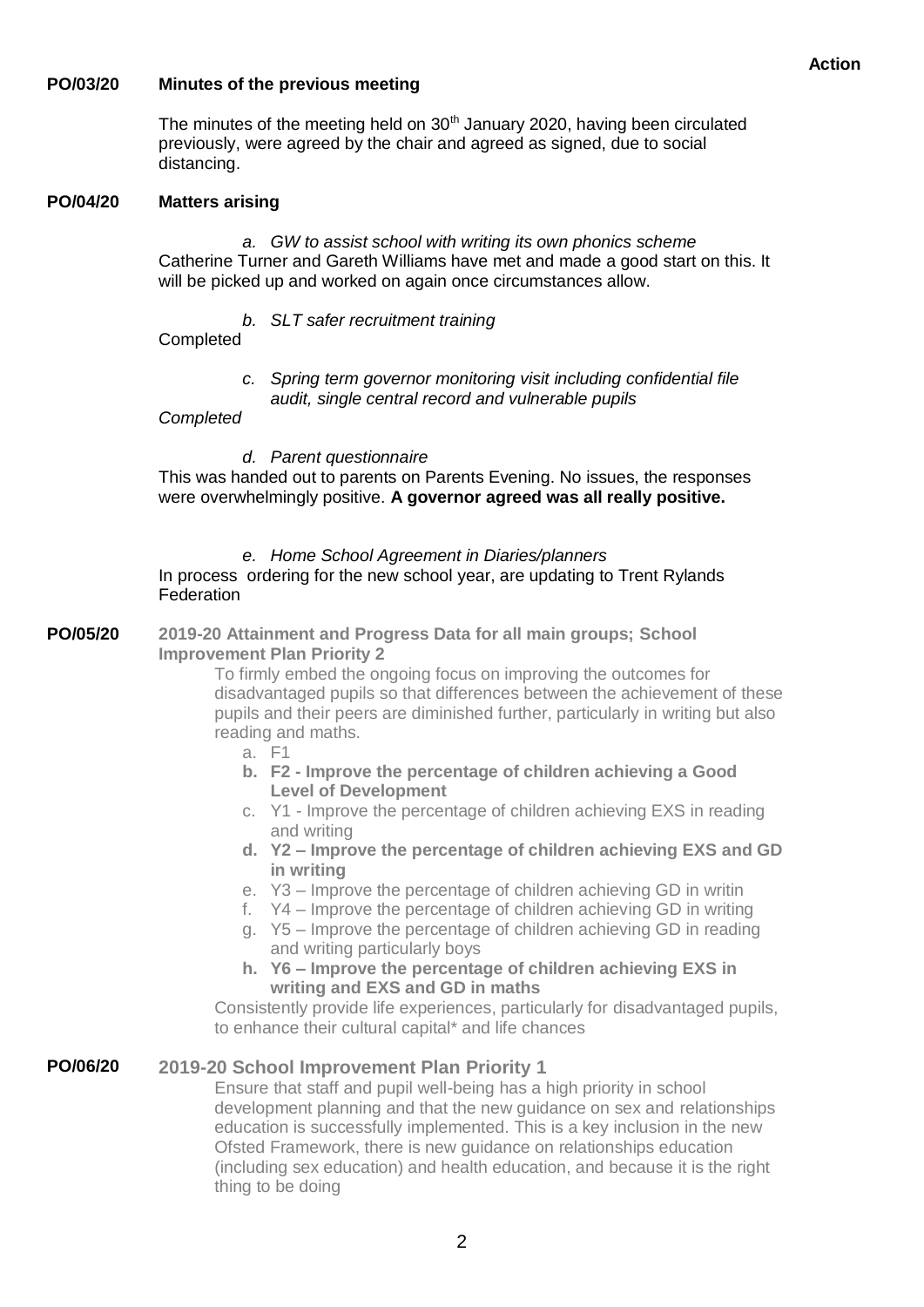**Action**

**PO/03/20 Minutes of the previous meeting**

The minutes of the meeting held on 30th January 2020, having been circulated previously, were agreed by the chair and agreed as signed, due to social distancing.

**PO/04/20 Matters arising**

*a. GW to assist school with writing its own phonics scheme*

Catherine Turner and Gareth Williams have met and made a good start on this. It will be picked up and worked on again once circumstances allow.

*b. SLT safer recruitment training*

Completed

*c. Spring term governor monitoring visit including confidential file audit, single central record and vulnerable pupils*

*Completed*

*d. Parent questionnaire*

This was handed out to parents on Parents Evening. No issues, the responses were overwhelmingly positive. **A governor agreed was all really positive.**

*e. Home School Agreement in Diaries/planners*

In process ordering for the new school year, are updating to Trent Rylands Federation

**PO/05/20 2019-20 Attainment and Progress Data for all main groups; School Improvement Plan Priority 2**

To firmly embed the ongoing focus on improving the outcomes for disadvantaged pupils so that differences between the achievement of these pupils and their peers are diminished further, particularly in writing but also reading and maths.

a. F1
b. **F2 - Improve the percentage of children achieving a Good Level of Development**
c. Y1 - Improve the percentage of children achieving EXS in reading and writing
d. **Y2 – Improve the percentage of children achieving EXS and GD in writing**
e. Y3 – Improve the percentage of children achieving GD in writin
f. Y4 – Improve the percentage of children achieving GD in writing
g. Y5 – Improve the percentage of children achieving GD in reading and writing particularly boys
h. **Y6 – Improve the percentage of children achieving EXS in writing and EXS and GD in maths**

Consistently provide life experiences, particularly for disadvantaged pupils, to enhance their cultural capital* and life chances

**PO/06/20 2019-20 School Improvement Plan Priority 1**

Ensure that staff and pupil well-being has a high priority in school development planning and that the new guidance on sex and relationships education is successfully implemented. This is a key inclusion in the new Ofsted Framework, there is new guidance on relationships education (including sex education) and health education, and because it is the right thing to be doing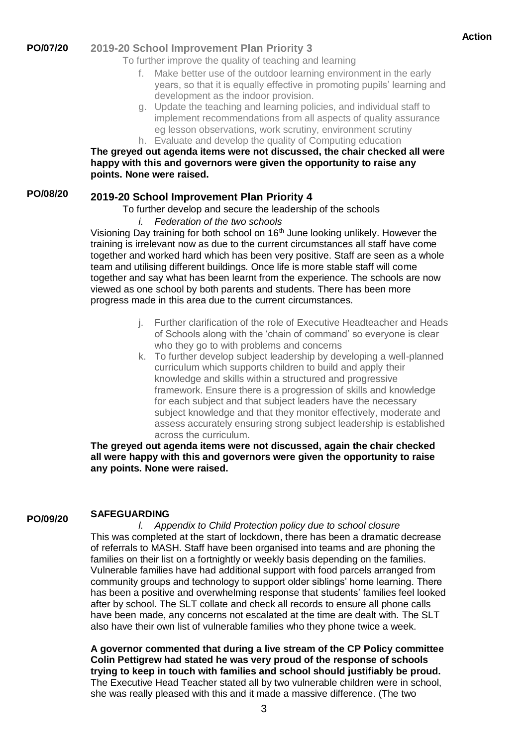**Action**

**PO/07/20** **2019-20 School Improvement Plan Priority 3**

To further improve the quality of teaching and learning

f. Make better use of the outdoor learning environment in the early years, so that it is equally effective in promoting pupils' learning and development as the indoor provision.
g. Update the teaching and learning policies, and individual staff to implement recommendations from all aspects of quality assurance eg lesson observations, work scrutiny, environment scrutiny
h. Evaluate and develop the quality of Computing education

**The greyed out agenda items were not discussed, the chair checked all were happy with this and governors were given the opportunity to raise any points. None were raised.**

**PO/08/20** **2019-20 School Improvement Plan Priority 4**

To further develop and secure the leadership of the schools

*i. Federation of the two schools*

Visioning Day training for both school on 16th June looking unlikely. However the training is irrelevant now as due to the current circumstances all staff have come together and worked hard which has been very positive. Staff are seen as a whole team and utilising different buildings. Once life is more stable staff will come together and say what has been learnt from the experience. The schools are now viewed as one school by both parents and students. There has been more progress made in this area due to the current circumstances.

j. Further clarification of the role of Executive Headteacher and Heads of Schools along with the 'chain of command' so everyone is clear who they go to with problems and concerns
k. To further develop subject leadership by developing a well-planned curriculum which supports children to build and apply their knowledge and skills within a structured and progressive framework. Ensure there is a progression of skills and knowledge for each subject and that subject leaders have the necessary subject knowledge and that they monitor effectively, moderate and assess accurately ensuring strong subject leadership is established across the curriculum.

**The greyed out agenda items were not discussed, again the chair checked all were happy with this and governors were given the opportunity to raise any points. None were raised.**

**PO/09/20** **SAFEGUARDING**

*l. Appendix to Child Protection policy due to school closure*

This was completed at the start of lockdown, there has been a dramatic decrease of referrals to MASH. Staff have been organised into teams and are phoning the families on their list on a fortnightly or weekly basis depending on the families. Vulnerable families have had additional support with food parcels arranged from community groups and technology to support older siblings' home learning. There has been a positive and overwhelming response that students' families feel looked after by school. The SLT collate and check all records to ensure all phone calls have been made, any concerns not escalated at the time are dealt with. The SLT also have their own list of vulnerable families who they phone twice a week.

**A governor commented that during a live stream of the CP Policy committee Colin Pettigrew had stated he was very proud of the response of schools trying to keep in touch with families and school should justifiably be proud.** The Executive Head Teacher stated all by two vulnerable children were in school, she was really pleased with this and it made a massive difference. (The two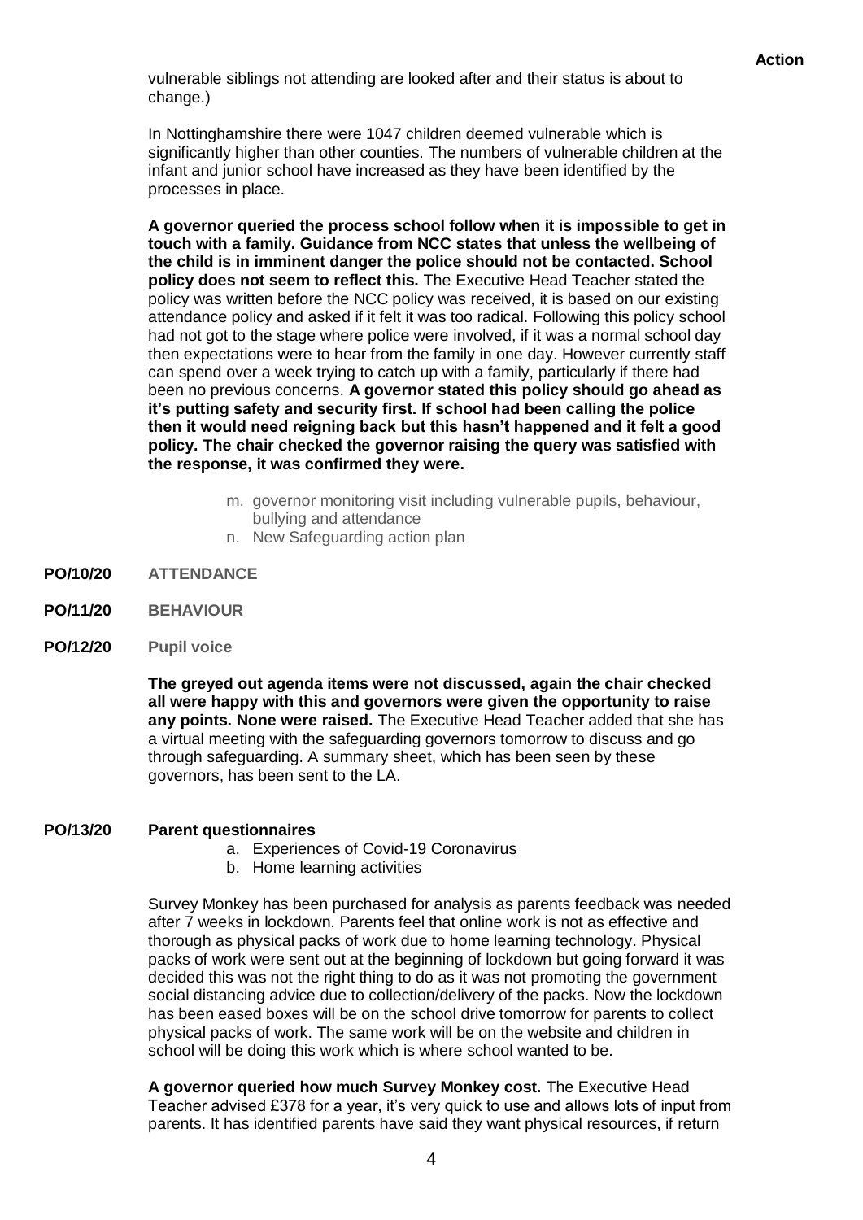**Action**

vulnerable siblings not attending are looked after and their status is about to change.)

In Nottinghamshire there were 1047 children deemed vulnerable which is significantly higher than other counties. The numbers of vulnerable children at the infant and junior school have increased as they have been identified by the processes in place.

**A governor queried the process school follow when it is impossible to get in touch with a family. Guidance from NCC states that unless the wellbeing of the child is in imminent danger the police should not be contacted. School policy does not seem to reflect this.** The Executive Head Teacher stated the policy was written before the NCC policy was received, it is based on our existing attendance policy and asked if it felt it was too radical. Following this policy school had not got to the stage where police were involved, if it was a normal school day then expectations were to hear from the family in one day. However currently staff can spend over a week trying to catch up with a family, particularly if there had been no previous concerns. **A governor stated this policy should go ahead as it's putting safety and security first. If school had been calling the police then it would need reigning back but this hasn't happened and it felt a good policy. The chair checked the governor raising the query was satisfied with the response, it was confirmed they were.**

m. governor monitoring visit including vulnerable pupils, behaviour, bullying and attendance
n. New Safeguarding action plan

**PO/10/20 ATTENDANCE**

**PO/11/20 BEHAVIOUR**

**PO/12/20 Pupil voice**

**The greyed out agenda items were not discussed, again the chair checked all were happy with this and governors were given the opportunity to raise any points. None were raised.** The Executive Head Teacher added that she has a virtual meeting with the safeguarding governors tomorrow to discuss and go through safeguarding. A summary sheet, which has been seen by these governors, has been sent to the LA.

**PO/13/20 Parent questionnaires**

a. Experiences of Covid-19 Coronavirus
b. Home learning activities

Survey Monkey has been purchased for analysis as parents feedback was needed after 7 weeks in lockdown. Parents feel that online work is not as effective and thorough as physical packs of work due to home learning technology. Physical packs of work were sent out at the beginning of lockdown but going forward it was decided this was not the right thing to do as it was not promoting the government social distancing advice due to collection/delivery of the packs. Now the lockdown has been eased boxes will be on the school drive tomorrow for parents to collect physical packs of work. The same work will be on the website and children in school will be doing this work which is where school wanted to be.

**A governor queried how much Survey Monkey cost.** The Executive Head Teacher advised £378 for a year, it's very quick to use and allows lots of input from parents. It has identified parents have said they want physical resources, if return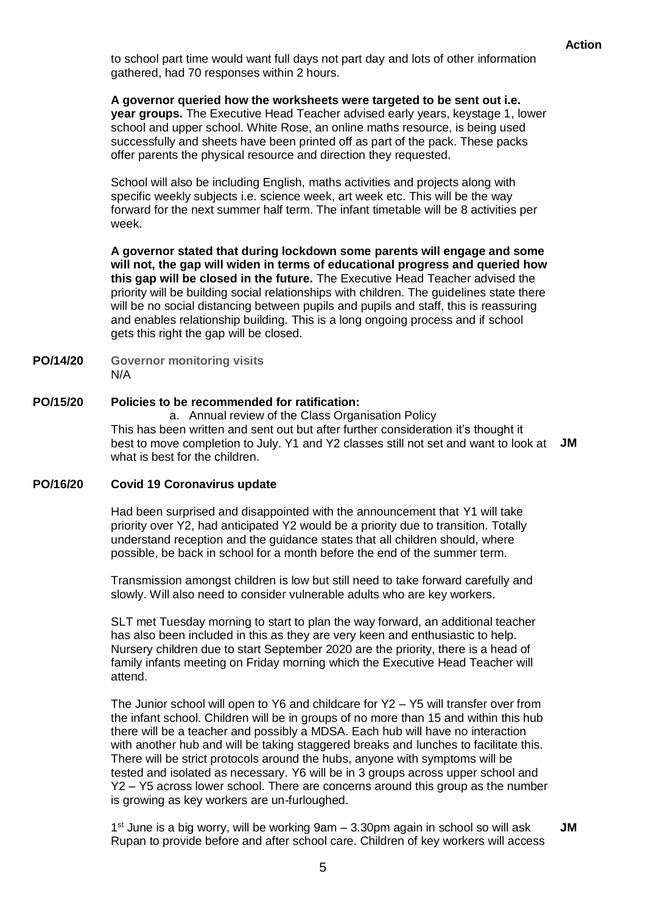**Action**

to school part time would want full days not part day and lots of other information gathered, had 70 responses within 2 hours.

**A governor queried how the worksheets were targeted to be sent out i.e. year groups.** The Executive Head Teacher advised early years, keystage 1, lower school and upper school. White Rose, an online maths resource, is being used successfully and sheets have been printed off as part of the pack. These packs offer parents the physical resource and direction they requested.

School will also be including English, maths activities and projects along with specific weekly subjects i.e. science week, art week etc. This will be the way forward for the next summer half term. The infant timetable will be 8 activities per week.

**A governor stated that during lockdown some parents will engage and some will not, the gap will widen in terms of educational progress and queried how this gap will be closed in the future.** The Executive Head Teacher advised the priority will be building social relationships with children. The guidelines state there will be no social distancing between pupils and pupils and staff, this is reassuring and enables relationship building. This is a long ongoing process and if school gets this right the gap will be closed.

**PO/14/20 Governor monitoring visits**

N/A

**PO/15/20 Policies to be recommended for ratification:**

a. Annual review of the Class Organisation Policy

This has been written and sent out but after further consideration it's thought it best to move completion to July. Y1 and Y2 classes still not set and want to look at what is best for the children. **JM**

**PO/16/20 Covid 19 Coronavirus update**

Had been surprised and disappointed with the announcement that Y1 will take priority over Y2, had anticipated Y2 would be a priority due to transition. Totally understand reception and the guidance states that all children should, where possible, be back in school for a month before the end of the summer term.

Transmission amongst children is low but still need to take forward carefully and slowly. Will also need to consider vulnerable adults who are key workers.

SLT met Tuesday morning to start to plan the way forward, an additional teacher has also been included in this as they are very keen and enthusiastic to help. Nursery children due to start September 2020 are the priority, there is a head of family infants meeting on Friday morning which the Executive Head Teacher will attend.

The Junior school will open to Y6 and childcare for Y2 – Y5 will transfer over from the infant school. Children will be in groups of no more than 15 and within this hub there will be a teacher and possibly a MDSA. Each hub will have no interaction with another hub and will be taking staggered breaks and lunches to facilitate this. There will be strict protocols around the hubs, anyone with symptoms will be tested and isolated as necessary. Y6 will be in 3 groups across upper school and Y2 – Y5 across lower school. There are concerns around this group as the number is growing as key workers are un-furloughed.

1st June is a big worry, will be working 9am – 3.30pm again in school so will ask Rupan to provide before and after school care. Children of key workers will access **JM**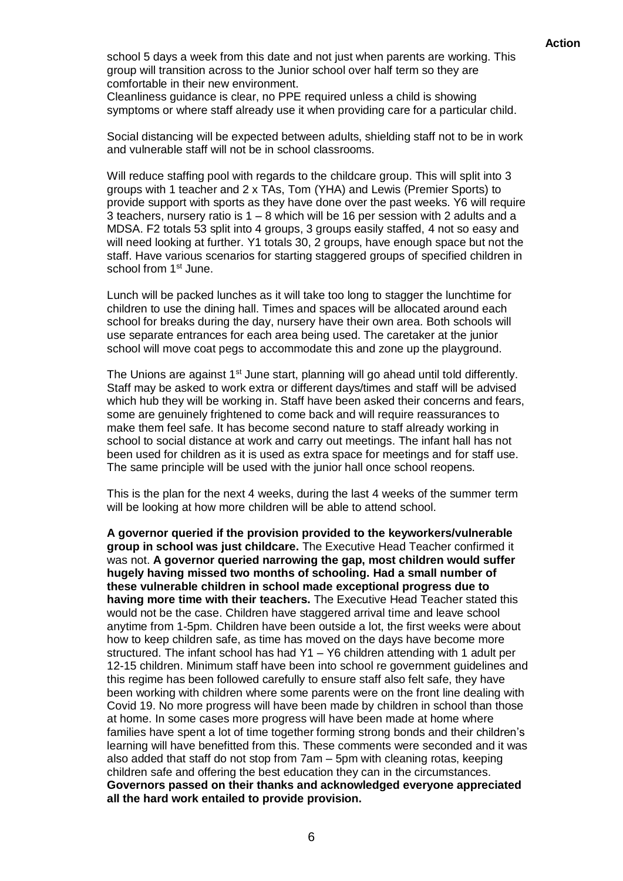**Action**

school 5 days a week from this date and not just when parents are working. This group will transition across to the Junior school over half term so they are comfortable in their new environment.
Cleanliness guidance is clear, no PPE required unless a child is showing symptoms or where staff already use it when providing care for a particular child.

Social distancing will be expected between adults, shielding staff not to be in work and vulnerable staff will not be in school classrooms.

Will reduce staffing pool with regards to the childcare group. This will split into 3 groups with 1 teacher and 2 x TAs, Tom (YHA) and Lewis (Premier Sports) to provide support with sports as they have done over the past weeks. Y6 will require 3 teachers, nursery ratio is 1 – 8 which will be 16 per session with 2 adults and a MDSA. F2 totals 53 split into 4 groups, 3 groups easily staffed, 4 not so easy and will need looking at further. Y1 totals 30, 2 groups, have enough space but not the staff. Have various scenarios for starting staggered groups of specified children in school from 1st June.

Lunch will be packed lunches as it will take too long to stagger the lunchtime for children to use the dining hall. Times and spaces will be allocated around each school for breaks during the day, nursery have their own area. Both schools will use separate entrances for each area being used. The caretaker at the junior school will move coat pegs to accommodate this and zone up the playground.

The Unions are against 1st June start, planning will go ahead until told differently. Staff may be asked to work extra or different days/times and staff will be advised which hub they will be working in. Staff have been asked their concerns and fears, some are genuinely frightened to come back and will require reassurances to make them feel safe. It has become second nature to staff already working in school to social distance at work and carry out meetings. The infant hall has not been used for children as it is used as extra space for meetings and for staff use. The same principle will be used with the junior hall once school reopens.

This is the plan for the next 4 weeks, during the last 4 weeks of the summer term will be looking at how more children will be able to attend school.

**A governor queried if the provision provided to the keyworkers/vulnerable group in school was just childcare.** The Executive Head Teacher confirmed it was not. **A governor queried narrowing the gap, most children would suffer hugely having missed two months of schooling. Had a small number of these vulnerable children in school made exceptional progress due to having more time with their teachers.** The Executive Head Teacher stated this would not be the case. Children have staggered arrival time and leave school anytime from 1-5pm. Children have been outside a lot, the first weeks were about how to keep children safe, as time has moved on the days have become more structured. The infant school has had Y1 – Y6 children attending with 1 adult per 12-15 children. Minimum staff have been into school re government guidelines and this regime has been followed carefully to ensure staff also felt safe, they have been working with children where some parents were on the front line dealing with Covid 19. No more progress will have been made by children in school than those at home. In some cases more progress will have been made at home where families have spent a lot of time together forming strong bonds and their children's learning will have benefitted from this. These comments were seconded and it was also added that staff do not stop from 7am – 5pm with cleaning rotas, keeping children safe and offering the best education they can in the circumstances. **Governors passed on their thanks and acknowledged everyone appreciated all the hard work entailed to provide provision.**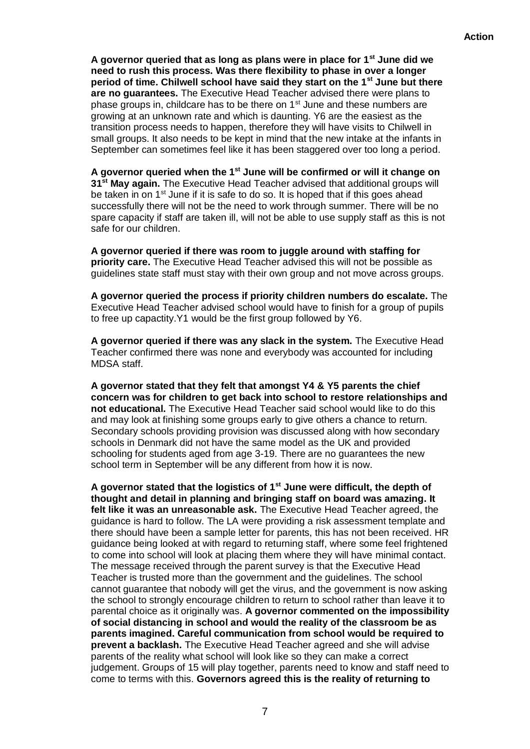**Action**

**A governor queried that as long as plans were in place for 1st June did we need to rush this process. Was there flexibility to phase in over a longer period of time. Chilwell school have said they start on the 1st June but there are no guarantees.** The Executive Head Teacher advised there were plans to phase groups in, childcare has to be there on 1st June and these numbers are growing at an unknown rate and which is daunting. Y6 are the easiest as the transition process needs to happen, therefore they will have visits to Chilwell in small groups. It also needs to be kept in mind that the new intake at the infants in September can sometimes feel like it has been staggered over too long a period.

**A governor queried when the 1st June will be confirmed or will it change on 31st May again.** The Executive Head Teacher advised that additional groups will be taken in on 1st June if it is safe to do so. It is hoped that if this goes ahead successfully there will not be the need to work through summer. There will be no spare capacity if staff are taken ill, will not be able to use supply staff as this is not safe for our children.

**A governor queried if there was room to juggle around with staffing for priority care.** The Executive Head Teacher advised this will not be possible as guidelines state staff must stay with their own group and not move across groups.

**A governor queried the process if priority children numbers do escalate.** The Executive Head Teacher advised school would have to finish for a group of pupils to free up capactity.Y1 would be the first group followed by Y6.

**A governor queried if there was any slack in the system.** The Executive Head Teacher confirmed there was none and everybody was accounted for including MDSA staff.

**A governor stated that they felt that amongst Y4 & Y5 parents the chief concern was for children to get back into school to restore relationships and not educational.** The Executive Head Teacher said school would like to do this and may look at finishing some groups early to give others a chance to return. Secondary schools providing provision was discussed along with how secondary schools in Denmark did not have the same model as the UK and provided schooling for students aged from age 3-19. There are no guarantees the new school term in September will be any different from how it is now.

**A governor stated that the logistics of 1st June were difficult, the depth of thought and detail in planning and bringing staff on board was amazing. It felt like it was an unreasonable ask.** The Executive Head Teacher agreed, the guidance is hard to follow. The LA were providing a risk assessment template and there should have been a sample letter for parents, this has not been received. HR guidance being looked at with regard to returning staff, where some feel frightened to come into school will look at placing them where they will have minimal contact. The message received through the parent survey is that the Executive Head Teacher is trusted more than the government and the guidelines. The school cannot guarantee that nobody will get the virus, and the government is now asking the school to strongly encourage children to return to school rather than leave it to parental choice as it originally was. **A governor commented on the impossibility of social distancing in school and would the reality of the classroom be as parents imagined. Careful communication from school would be required to prevent a backlash.** The Executive Head Teacher agreed and she will advise parents of the reality what school will look like so they can make a correct judgement. Groups of 15 will play together, parents need to know and staff need to come to terms with this. **Governors agreed this is the reality of returning to**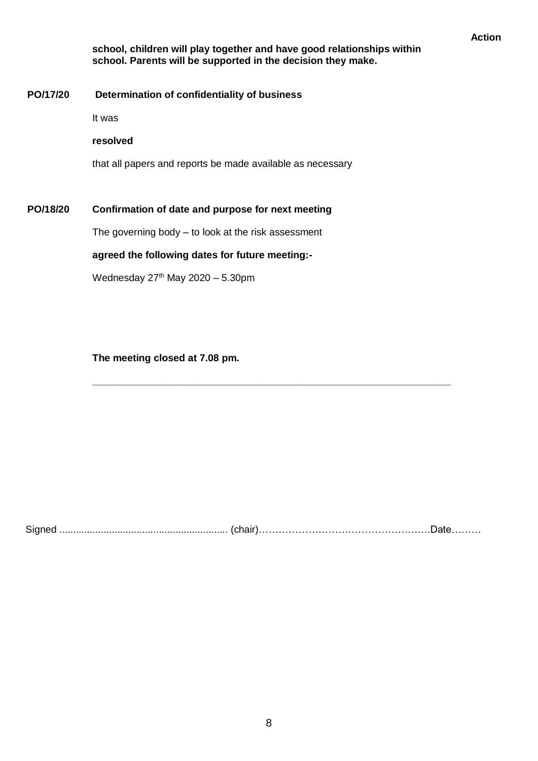**Action**

**school, children will play together and have good relationships within school. Parents will be supported in the decision they make.**

**PO/17/20 Determination of confidentiality of business**

It was

**resolved**

that all papers and reports be made available as necessary

**PO/18/20 Confirmation of date and purpose for next meeting**

The governing body – to look at the risk assessment

**agreed the following dates for future meeting:-**

Wednesday 27th May 2020 – 5.30pm

**The meeting closed at 7.08 pm.**

---

Signed ............................................................ (chair)…………………………………………….Date………